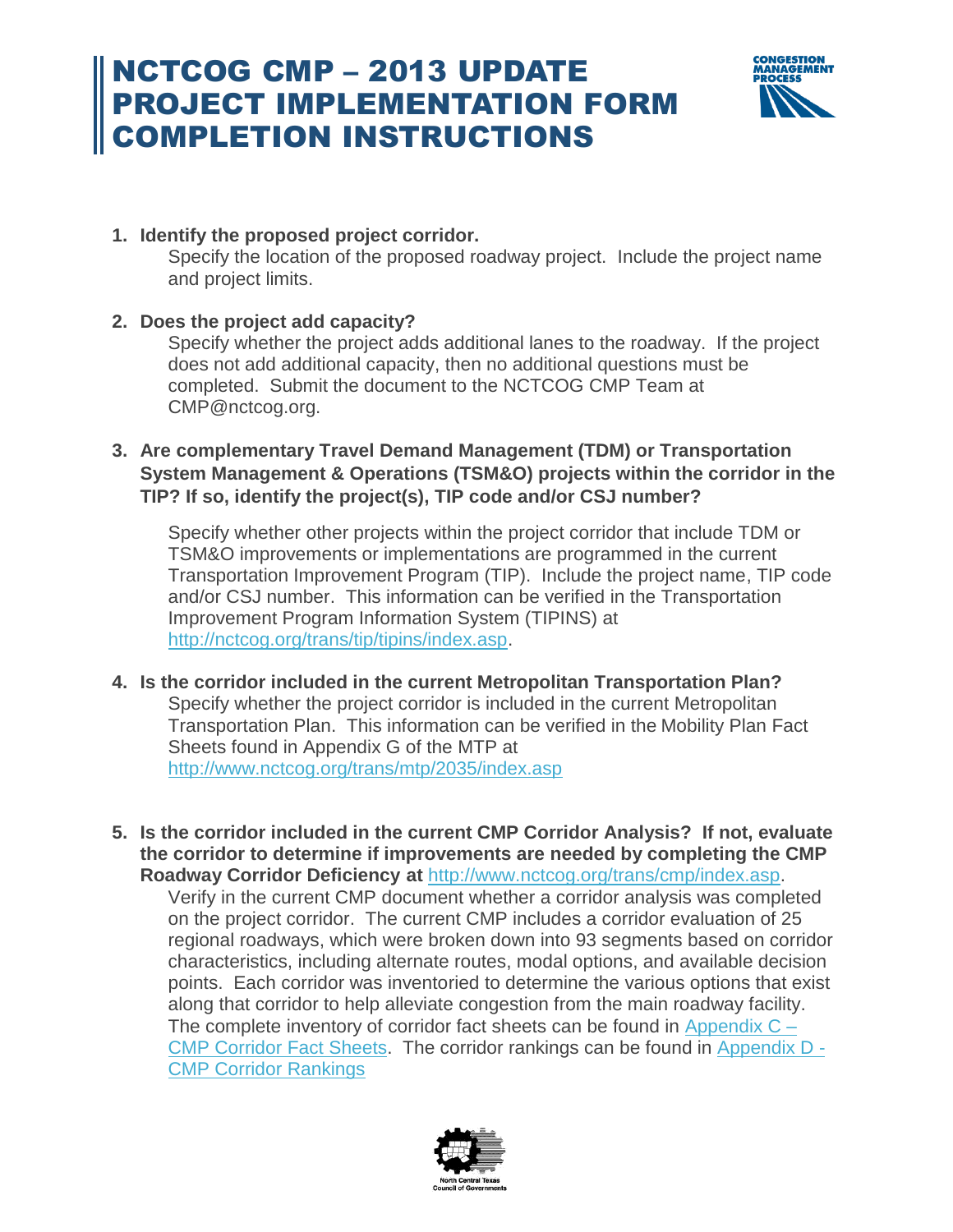# NCTCOG CMP – 2013 UPDATE PROJECT IMPLEMENTATION FORM COMPLETION INSTRUCTIONS

1. **Identify the proposed project corridor.**
   Specify the location of the proposed roadway project. Include the project name and project limits.

2. **Does the project add capacity?**
   Specify whether the project adds additional lanes to the roadway. If the project does not add additional capacity, then no additional questions must be completed. Submit the document to the NCTCOG CMP Team at CMP@nctcog.org.

3. **Are complementary Travel Demand Management (TDM) or Transportation System Management & Operations (TSM&O) projects within the corridor in the TIP? If so, identify the project(s), TIP code and/or CSJ number?**

   Specify whether other projects within the project corridor that include TDM or TSM&O improvements or implementations are programmed in the current Transportation Improvement Program (TIP). Include the project name, TIP code and/or CSJ number. This information can be verified in the Transportation Improvement Program Information System (TIPINS) at http://nctcog.org/trans/tip/tipins/index.asp.

4. **Is the corridor included in the current Metropolitan Transportation Plan?**
   Specify whether the project corridor is included in the current Metropolitan Transportation Plan. This information can be verified in the Mobility Plan Fact Sheets found in Appendix G of the MTP at http://www.nctcog.org/trans/mtp/2035/index.asp

5. **Is the corridor included in the current CMP Corridor Analysis? If not, evaluate the corridor to determine if improvements are needed by completing the CMP Roadway Corridor Deficiency at** http://www.nctcog.org/trans/cmp/index.asp.
   Verify in the current CMP document whether a corridor analysis was completed on the project corridor. The current CMP includes a corridor evaluation of 25 regional roadways, which were broken down into 93 segments based on corridor characteristics, including alternate routes, modal options, and available decision points. Each corridor was inventoried to determine the various options that exist along that corridor to help alleviate congestion from the main roadway facility. The complete inventory of corridor fact sheets can be found in Appendix C – CMP Corridor Fact Sheets. The corridor rankings can be found in Appendix D - CMP Corridor Rankings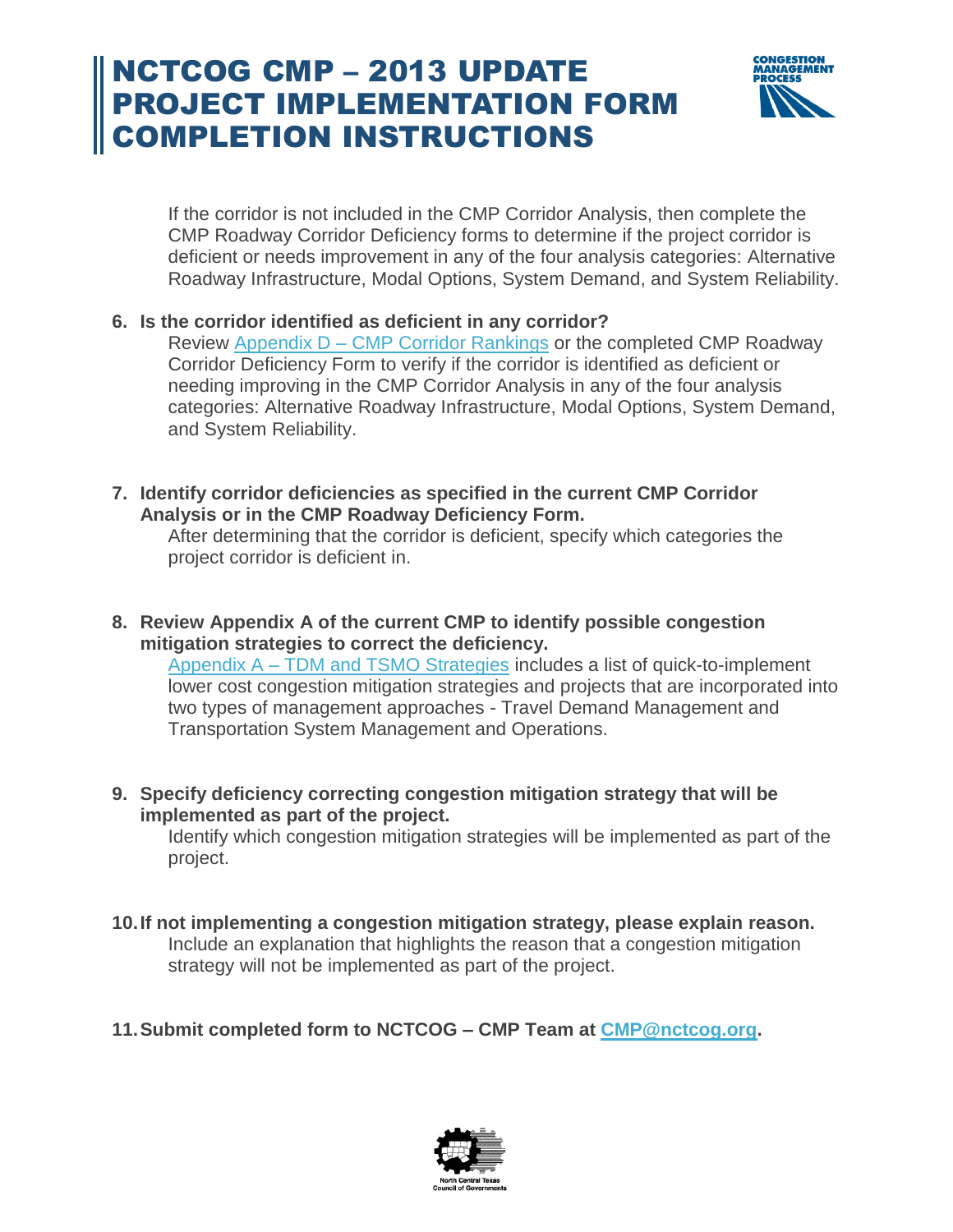# NCTCOG CMP – 2013 UPDATE PROJECT IMPLEMENTATION FORM COMPLETION INSTRUCTIONS

If the corridor is not included in the CMP Corridor Analysis, then complete the CMP Roadway Corridor Deficiency forms to determine if the project corridor is deficient or needs improvement in any of the four analysis categories: Alternative Roadway Infrastructure, Modal Options, System Demand, and System Reliability.

6. **Is the corridor identified as deficient in any corridor?**
   Review Appendix D – CMP Corridor Rankings or the completed CMP Roadway Corridor Deficiency Form to verify if the corridor is identified as deficient or needing improving in the CMP Corridor Analysis in any of the four analysis categories: Alternative Roadway Infrastructure, Modal Options, System Demand, and System Reliability.

7. **Identify corridor deficiencies as specified in the current CMP Corridor Analysis or in the CMP Roadway Deficiency Form.**
   After determining that the corridor is deficient, specify which categories the project corridor is deficient in.

8. **Review Appendix A of the current CMP to identify possible congestion mitigation strategies to correct the deficiency.**
   Appendix A – TDM and TSMO Strategies includes a list of quick-to-implement lower cost congestion mitigation strategies and projects that are incorporated into two types of management approaches - Travel Demand Management and Transportation System Management and Operations.

9. **Specify deficiency correcting congestion mitigation strategy that will be implemented as part of the project.**
   Identify which congestion mitigation strategies will be implemented as part of the project.

10. **If not implementing a congestion mitigation strategy, please explain reason.**
    Include an explanation that highlights the reason that a congestion mitigation strategy will not be implemented as part of the project.

11. **Submit completed form to NCTCOG – CMP Team at CMP@nctcog.org.**